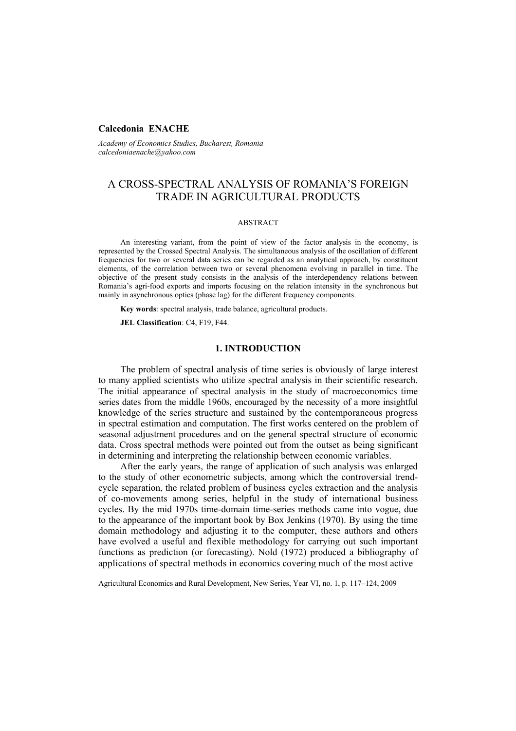**Calcedonia ENACHE**

*Academy of Economics Studies, Bucharest, Romania*
*calcedoniaenache@yahoo.com*

# A CROSS-SPECTRAL ANALYSIS OF ROMANIA'S FOREIGN TRADE IN AGRICULTURAL PRODUCTS

ABSTRACT

An interesting variant, from the point of view of the factor analysis in the economy, is represented by the Crossed Spectral Analysis. The simultaneous analysis of the oscillation of different frequencies for two or several data series can be regarded as an analytical approach, by constituent elements, of the correlation between two or several phenomena evolving in parallel in time. The objective of the present study consists in the analysis of the interdependency relations between Romania's agri-food exports and imports focusing on the relation intensity in the synchronous but mainly in asynchronous optics (phase lag) for the different frequency components.

**Key words**: spectral analysis, trade balance, agricultural products.

**JEL Classification**: C4, F19, F44.

## 1. INTRODUCTION

The problem of spectral analysis of time series is obviously of large interest to many applied scientists who utilize spectral analysis in their scientific research. The initial appearance of spectral analysis in the study of macroeconomics time series dates from the middle 1960s, encouraged by the necessity of a more insightful knowledge of the series structure and sustained by the contemporaneous progress in spectral estimation and computation. The first works centered on the problem of seasonal adjustment procedures and on the general spectral structure of economic data. Cross spectral methods were pointed out from the outset as being significant in determining and interpreting the relationship between economic variables.

After the early years, the range of application of such analysis was enlarged to the study of other econometric subjects, among which the controversial trend-cycle separation, the related problem of business cycles extraction and the analysis of co-movements among series, helpful in the study of international business cycles. By the mid 1970s time-domain time-series methods came into vogue, due to the appearance of the important book by Box Jenkins (1970). By using the time domain methodology and adjusting it to the computer, these authors and others have evolved a useful and flexible methodology for carrying out such important functions as prediction (or forecasting). Nold (1972) produced a bibliography of applications of spectral methods in economics covering much of the most active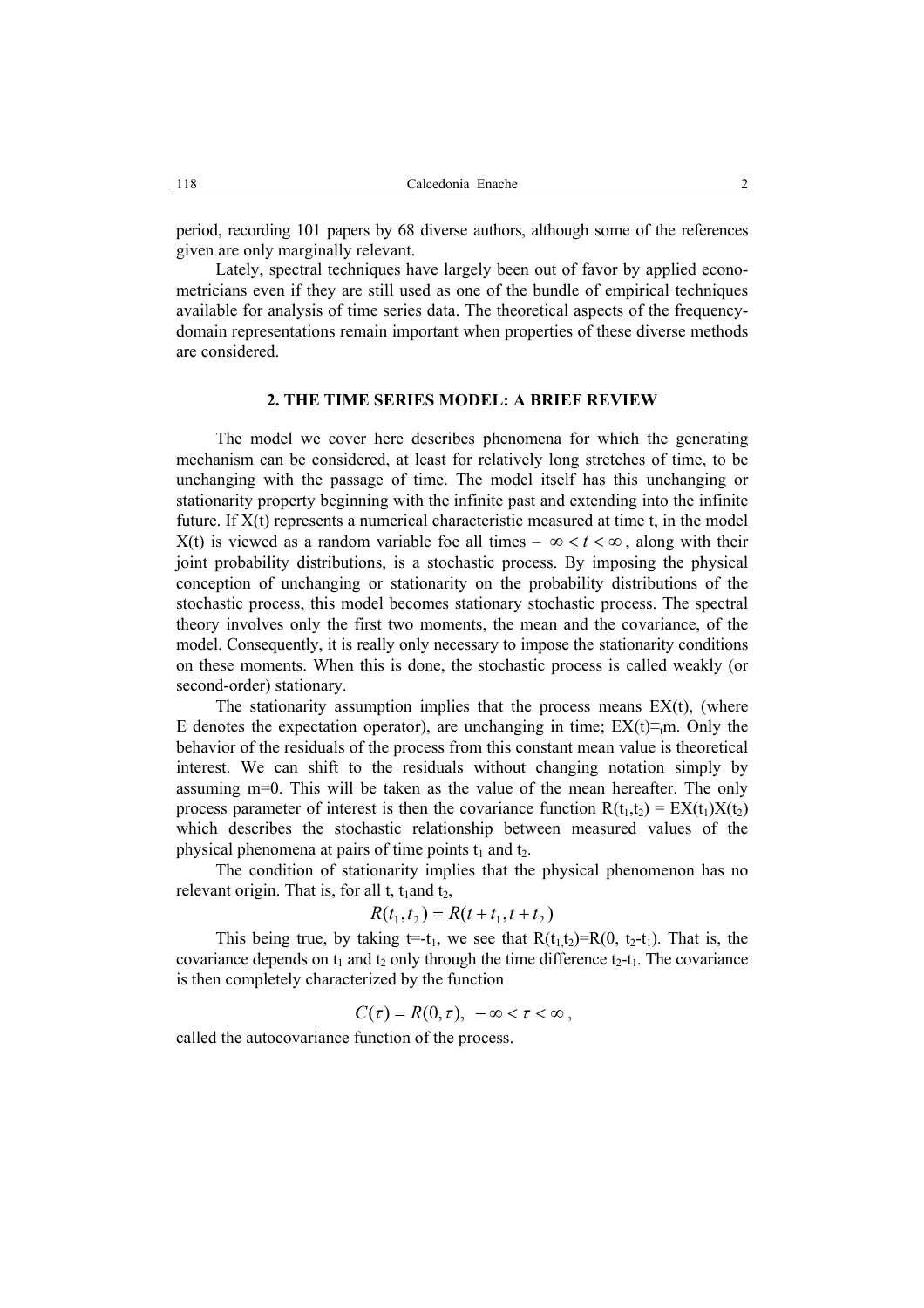period, recording 101 papers by 68 diverse authors, although some of the references given are only marginally relevant.

Lately, spectral techniques have largely been out of favor by applied econometricians even if they are still used as one of the bundle of empirical techniques available for analysis of time series data. The theoretical aspects of the frequency-domain representations remain important when properties of these diverse methods are considered.

## 2. THE TIME SERIES MODEL: A BRIEF REVIEW

The model we cover here describes phenomena for which the generating mechanism can be considered, at least for relatively long stretches of time, to be unchanging with the passage of time. The model itself has this unchanging or stationarity property beginning with the infinite past and extending into the infinite future. If X(t) represents a numerical characteristic measured at time t, in the model X(t) is viewed as a random variable foe all times $-\infty < t < \infty$, along with their joint probability distributions, is a stochastic process. By imposing the physical conception of unchanging or stationarity on the probability distributions of the stochastic process, this model becomes stationary stochastic process. The spectral theory involves only the first two moments, the mean and the covariance, of the model. Consequently, it is really only necessary to impose the stationarity conditions on these moments. When this is done, the stochastic process is called weakly (or second-order) stationary.

The stationarity assumption implies that the process means EX(t), (where E denotes the expectation operator), are unchanging in time; $EX(t) \equiv_t m$. Only the behavior of the residuals of the process from this constant mean value is theoretical interest. We can shift to the residuals without changing notation simply by assuming m=0. This will be taken as the value of the mean hereafter. The only process parameter of interest is then the covariance function $R(t_1,t_2) = EX(t_1)X(t_2)$ which describes the stochastic relationship between measured values of the physical phenomena at pairs of time points $t_1$ and $t_2$.

The condition of stationarity implies that the physical phenomenon has no relevant origin. That is, for all t, $t_1$and $t_2$,

$$R(t_1, t_2) = R(t + t_1, t + t_2)$$

This being true, by taking $t=-t_1$, we see that $R(t_1,t_2)=R(0,\ t_2-t_1)$. That is, the covariance depends on $t_1$ and $t_2$ only through the time difference $t_2-t_1$. The covariance is then completely characterized by the function

$$C(\tau) = R(0, \tau), \ -\infty < \tau < \infty,$$

called the autocovariance function of the process.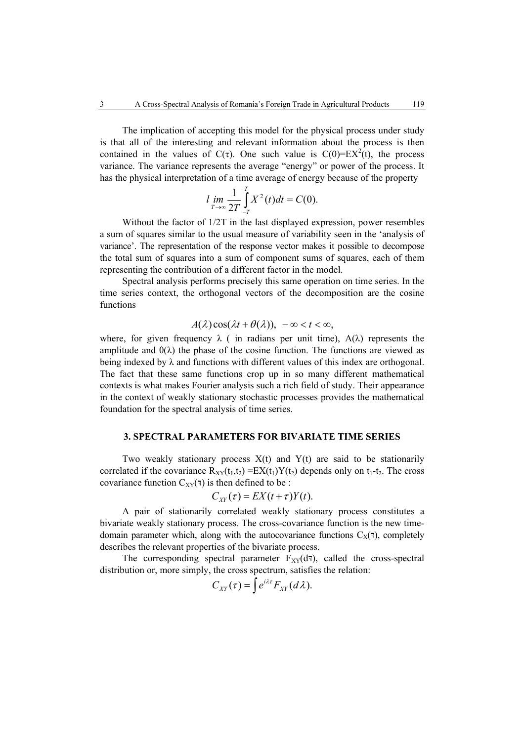The implication of accepting this model for the physical process under study is that all of the interesting and relevant information about the process is then contained in the values of $C(\tau)$. One such value is $C(0)=EX^2(t)$, the process variance. The variance represents the average "energy" or power of the process. It has the physical interpretation of a time average of energy because of the property

$$\lim_{T\to\infty} \frac{1}{2T} \int_{-T}^{T} X^2(t)dt = C(0).$$

Without the factor of 1/2T in the last displayed expression, power resembles a sum of squares similar to the usual measure of variability seen in the 'analysis of variance'. The representation of the response vector makes it possible to decompose the total sum of squares into a sum of component sums of squares, each of them representing the contribution of a different factor in the model.

Spectral analysis performs precisely this same operation on time series. In the time series context, the orthogonal vectors of the decomposition are the cosine functions

$$A(\lambda)\cos(\lambda t + \theta(\lambda)),\ -\infty < t < \infty,$$

where, for given frequency $\lambda$ ( in radians per unit time), $A(\lambda)$ represents the amplitude and $\theta(\lambda)$ the phase of the cosine function. The functions are viewed as being indexed by $\lambda$ and functions with different values of this index are orthogonal. The fact that these same functions crop up in so many different mathematical contexts is what makes Fourier analysis such a rich field of study. Their appearance in the context of weakly stationary stochastic processes provides the mathematical foundation for the spectral analysis of time series.

## 3. SPECTRAL PARAMETERS FOR BIVARIATE TIME SERIES

Two weakly stationary process $X(t)$ and $Y(t)$ are said to be stationarily correlated if the covariance $R_{XY}(t_1,t_2) = EX(t_1)Y(t_2)$ depends only on $t_1$-$t_2$. The cross covariance function $C_{XY}(\tau)$ is then defined to be :

$$C_{XY}(\tau) = EX(t+\tau)Y(t).$$

A pair of stationarily correlated weakly stationary process constitutes a bivariate weakly stationary process. The cross-covariance function is the new time-domain parameter which, along with the autocovariance functions $C_X(\tau)$, completely describes the relevant properties of the bivariate process.

The corresponding spectral parameter $F_{XY}(d\tau)$, called the cross-spectral distribution or, more simply, the cross spectrum, satisfies the relation:

$$C_{XY}(\tau) = \int e^{i\lambda\tau} F_{XY}(d\lambda).$$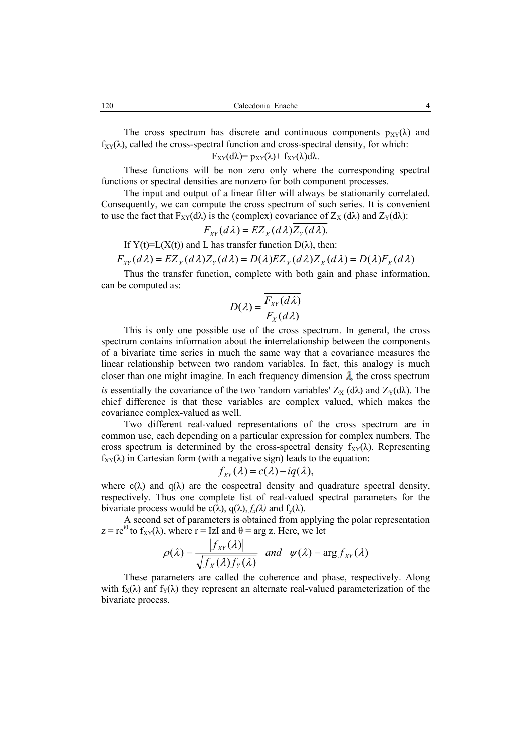The cross spectrum has discrete and continuous components $p_{XY}(\lambda)$ and $f_{XY}(\lambda)$, called the cross-spectral function and cross-spectral density, for which:

$$F_{XY}(d\lambda)= p_{XY}(\lambda)+ f_{XY}(\lambda)d\lambda.$$

These functions will be non zero only where the corresponding spectral functions or spectral densities are nonzero for both component processes.

The input and output of a linear filter will always be stationarily correlated. Consequently, we can compute the cross spectrum of such series. It is convenient to use the fact that $F_{XY}(d\lambda)$ is the (complex) covariance of $Z_X(d\lambda)$ and $Z_Y(d\lambda)$:

$$F_{XY}(d\lambda) = EZ_X(d\lambda)\overline{Z_Y(d\lambda)}.$$

If $Y(t)=L(X(t))$ and L has transfer function $D(\lambda)$, then:

$$F_{XY}(d\lambda) = EZ_X(d\lambda)\overline{Z_Y(d\lambda)} = \overline{D(\lambda)}EZ_X(d\lambda)\overline{Z_X(d\lambda)} = \overline{D(\lambda)}F_X(d\lambda)$$

Thus the transfer function, complete with both gain and phase information, can be computed as:

$$D(\lambda) = \frac{\overline{F_{XY}(d\lambda)}}{F_X(d\lambda)}$$

This is only one possible use of the cross spectrum. In general, the cross spectrum contains information about the interrelationship between the components of a bivariate time series in much the same way that a covariance measures the linear relationship between two random variables. In fact, this analogy is much closer than one might imagine. In each frequency dimension $\lambda$, the cross spectrum *is* essentially the covariance of the two 'random variables' $Z_X(d\lambda)$ and $Z_Y(d\lambda)$. The chief difference is that these variables are complex valued, which makes the covariance complex-valued as well.

Two different real-valued representations of the cross spectrum are in common use, each depending on a particular expression for complex numbers. The cross spectrum is determined by the cross-spectral density $f_{XY}(\lambda)$. Representing $f_{XY}(\lambda)$ in Cartesian form (with a negative sign) leads to the equation:

$$f_{XY}(\lambda) = c(\lambda) - iq(\lambda),$$

where $c(\lambda)$ and $q(\lambda)$ are the cospectral density and quadrature spectral density, respectively. Thus one complete list of real-valued spectral parameters for the bivariate process would be $c(\lambda)$, $q(\lambda)$, $f_x(\lambda)$ and $f_y(\lambda)$.

A second set of parameters is obtained from applying the polar representation $z = re^{i\theta}$ to $f_{XY}(\lambda)$, where $r = |z|$ and $\theta = \arg z$. Here, we let

$$\rho(\lambda) = \frac{|f_{XY}(\lambda)|}{\sqrt{f_X(\lambda)f_Y(\lambda)}} \quad and \quad \psi(\lambda) = \arg f_{XY}(\lambda)$$

These parameters are called the coherence and phase, respectively. Along with $f_X(\lambda)$ anf $f_Y(\lambda)$ they represent an alternate real-valued parameterization of the bivariate process.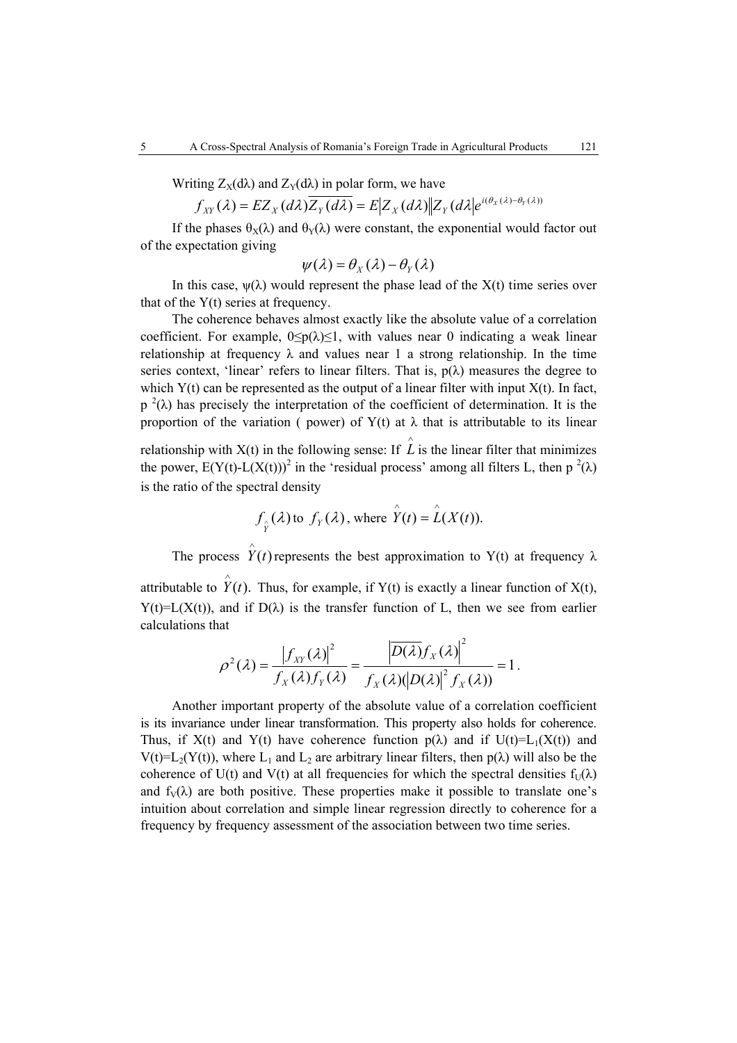Writing $Z_X(d\lambda)$ and $Z_Y(d\lambda)$ in polar form, we have

$$f_{XY}(\lambda) = EZ_X(d\lambda)\overline{Z_Y(d\lambda)} = E\left|Z_X(d\lambda)\right|\left|Z_Y(d\lambda\right|e^{i(\theta_X(\lambda)-\theta_Y(\lambda))}$$

If the phases $\theta_X(\lambda)$ and $\theta_Y(\lambda)$ were constant, the exponential would factor out of the expectation giving

$$\psi(\lambda) = \theta_X(\lambda) - \theta_Y(\lambda)$$

In this case, $\psi(\lambda)$ would represent the phase lead of the X(t) time series over that of the Y(t) series at frequency.

The coherence behaves almost exactly like the absolute value of a correlation coefficient. For example, $0 \leq p(\lambda) \leq 1$, with values near 0 indicating a weak linear relationship at frequency $\lambda$ and values near 1 a strong relationship. In the time series context, 'linear' refers to linear filters. That is, $p(\lambda)$ measures the degree to which Y(t) can be represented as the output of a linear filter with input X(t). In fact, $p^2(\lambda)$ has precisely the interpretation of the coefficient of determination. It is the proportion of the variation ( power) of Y(t) at $\lambda$ that is attributable to its linear relationship with X(t) in the following sense: If $\hat{L}$ is the linear filter that minimizes the power, $E(Y(t)-L(X(t)))^2$ in the 'residual process' among all filters L, then $p^2(\lambda)$ is the ratio of the spectral density

$$f_{\hat{Y}}(\lambda) \text{ to } f_Y(\lambda), \text{ where } \hat{Y}(t) = \hat{L}(X(t)).$$

The process $\hat{Y}(t)$ represents the best approximation to Y(t) at frequency $\lambda$ attributable to $\hat{Y}(t)$. Thus, for example, if Y(t) is exactly a linear function of X(t), Y(t)=L(X(t)), and if $D(\lambda)$ is the transfer function of L, then we see from earlier calculations that

$$\rho^2(\lambda) = \frac{\left|f_{XY}(\lambda)\right|^2}{f_X(\lambda) f_Y(\lambda)} = \frac{\left|\overline{D(\lambda)} f_X(\lambda)\right|^2}{f_X(\lambda)(\left|D(\lambda)\right|^2 f_X(\lambda))} = 1.$$

Another important property of the absolute value of a correlation coefficient is its invariance under linear transformation. This property also holds for coherence. Thus, if X(t) and Y(t) have coherence function $p(\lambda)$ and if $U(t)=L_1(X(t))$ and $V(t)=L_2(Y(t))$, where $L_1$ and $L_2$ are arbitrary linear filters, then $p(\lambda)$ will also be the coherence of U(t) and V(t) at all frequencies for which the spectral densities $f_U(\lambda)$ and $f_V(\lambda)$ are both positive. These properties make it possible to translate one's intuition about correlation and simple linear regression directly to coherence for a frequency by frequency assessment of the association between two time series.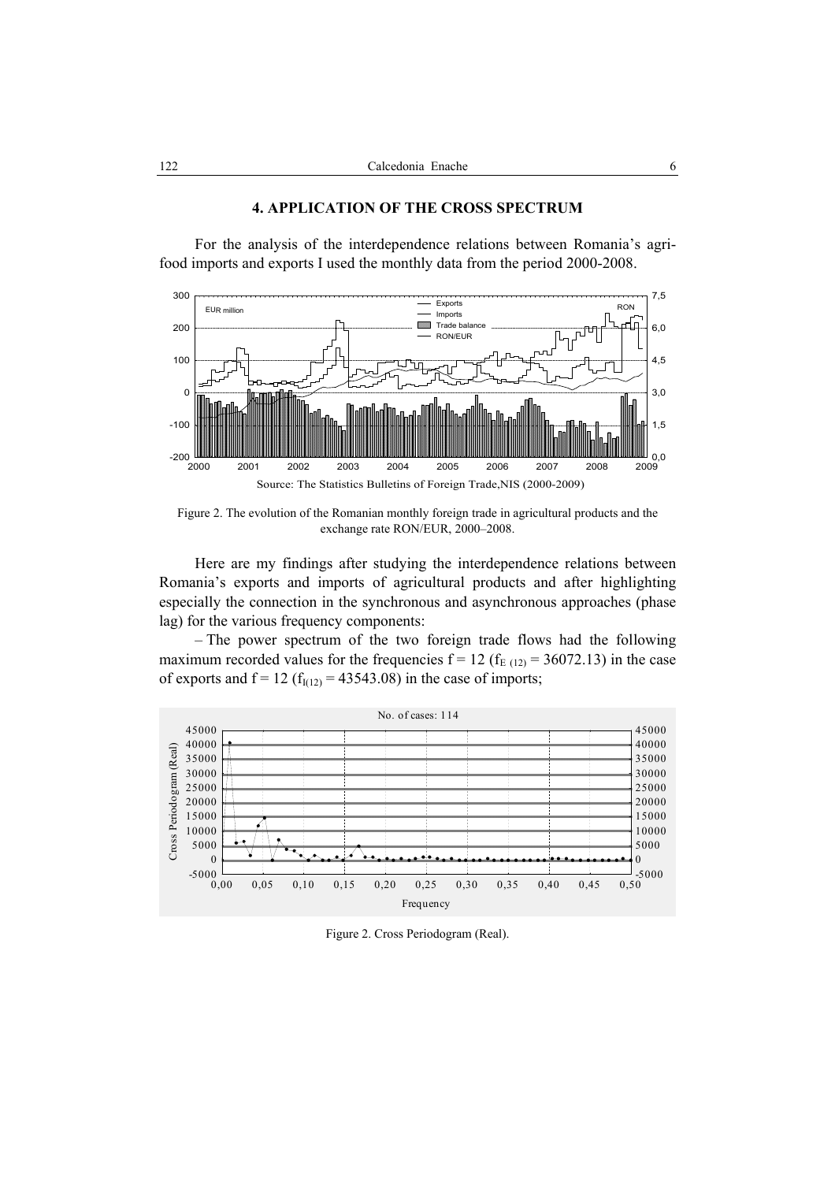## 4. APPLICATION OF THE CROSS SPECTRUM

For the analysis of the interdependence relations between Romania's agri-food imports and exports I used the monthly data from the period 2000-2008.

Source: The Statistics Bulletins of Foreign Trade,NIS (2000-2009)

Figure 2. The evolution of the Romanian monthly foreign trade in agricultural products and the exchange rate RON/EUR, 2000–2008.

Here are my findings after studying the interdependence relations between Romania's exports and imports of agricultural products and after highlighting especially the connection in the synchronous and asynchronous approaches (phase lag) for the various frequency components:

– The power spectrum of the two foreign trade flows had the following maximum recorded values for the frequencies $f = 12$ ($f_{E\ (12)} = 36072.13$) in the case of exports and $f = 12$ ($f_{I(12)} = 43543.08$) in the case of imports;

Figure 2. Cross Periodogram (Real).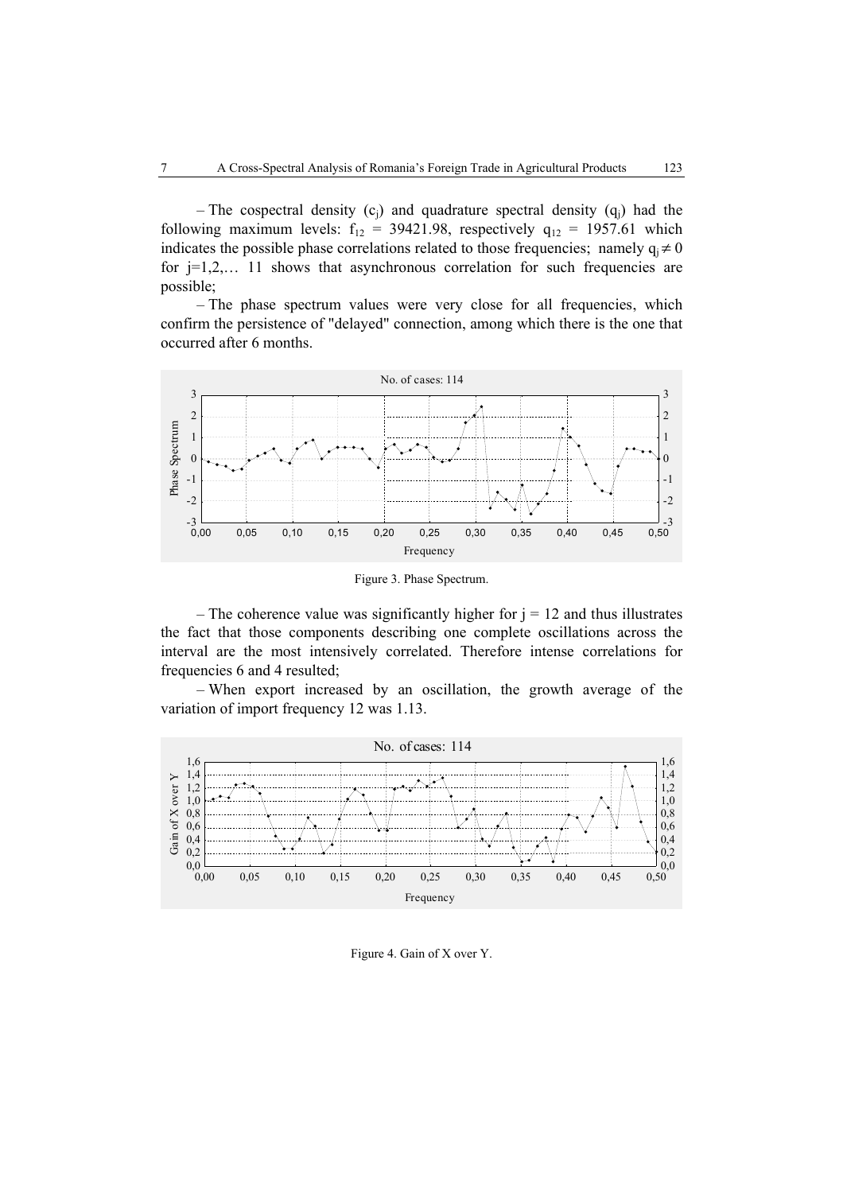– The cospectral density ($c_j$) and quadrature spectral density ($q_j$) had the following maximum levels: $f_{12}$ = 39421.98, respectively $q_{12}$ = 1957.61 which indicates the possible phase correlations related to those frequencies; namely $q_j \neq 0$ for j=1,2,… 11 shows that asynchronous correlation for such frequencies are possible;

– The phase spectrum values were very close for all frequencies, which confirm the persistence of "delayed" connection, among which there is the one that occurred after 6 months.

Figure 3. Phase Spectrum.

– The coherence value was significantly higher for j = 12 and thus illustrates the fact that those components describing one complete oscillations across the interval are the most intensively correlated. Therefore intense correlations for frequencies 6 and 4 resulted;

– When export increased by an oscillation, the growth average of the variation of import frequency 12 was 1.13.

Figure 4. Gain of X over Y.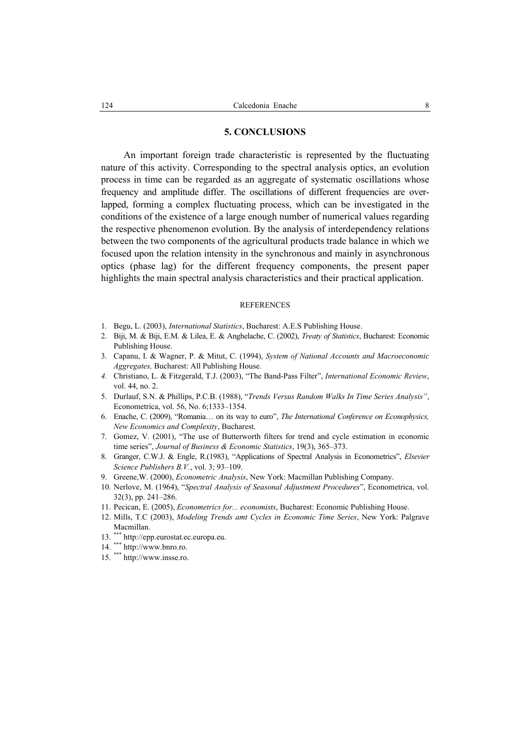## 5. CONCLUSIONS

An important foreign trade characteristic is represented by the fluctuating nature of this activity. Corresponding to the spectral analysis optics, an evolution process in time can be regarded as an aggregate of systematic oscillations whose frequency and amplitude differ. The oscillations of different frequencies are overlapped, forming a complex fluctuating process, which can be investigated in the conditions of the existence of a large enough number of numerical values regarding the respective phenomenon evolution. By the analysis of interdependency relations between the two components of the agricultural products trade balance in which we focused upon the relation intensity in the synchronous and mainly in asynchronous optics (phase lag) for the different frequency components, the present paper highlights the main spectral analysis characteristics and their practical application.

### REFERENCES

1. Begu, L. (2003), *International Statistics*, Bucharest: A.E.S Publishing House.
2. Biji, M. & Biji, E.M. & Lilea, E. & Anghelache, C. (2002), *Treaty of Statistics*, Bucharest: Economic Publishing House.
3. Capanu, I. & Wagner, P. & Mitut, C. (1994), *System of National Accounts and Macroeconomic Aggregates,* Bucharest: All Publishing House.
4. Christiano, L. & Fitzgerald, T.J. (2003), "The Band-Pass Filter", *International Economic Review*, vol. 44, no. 2.
5. Durlauf, S.N. & Phillips, P.C.B. (1988), "*Trends Versus Random Walks In Time Series Analysis"*, Econometrica, vol. 56, No. 6;1333–1354.
6. Enache, C. (2009), "Romania… on its way to euro", *The International Conference on Econophysics, New Economics and Complexity*, Bucharest.
7. Gomez, V. (2001), "The use of Butterworth filters for trend and cycle estimation in economic time series", *Journal of Business & Economic Statistics*, 19(3), 365–373.
8. Granger, C.W.J. & Engle, R.(1983), "Applications of Spectral Analysis in Econometrics", *Elsevier Science Publishers B.V.*, vol. 3; 93–109.
9. Greene,W. (2000), *Econometric Analysis*, New York: Macmillan Publishing Company.
10. Nerlove, M. (1964), "*Spectral Analysis of Seasonal Adjustment Procedures*", Econometrica, vol. 32(3), pp. 241–286.
11. Pecican, E. (2005), *Econometrics for... economists*, Bucharest: Economic Publishing House.
12. Mills, T.C (2003), *Modeling Trends amt Cycles in Economic Time Series*, New York: Palgrave Macmillan.
13. *** http://epp.eurostat.ec.europa.eu.
14. *** http://www.bnro.ro.
15. *** http://www.insse.ro.